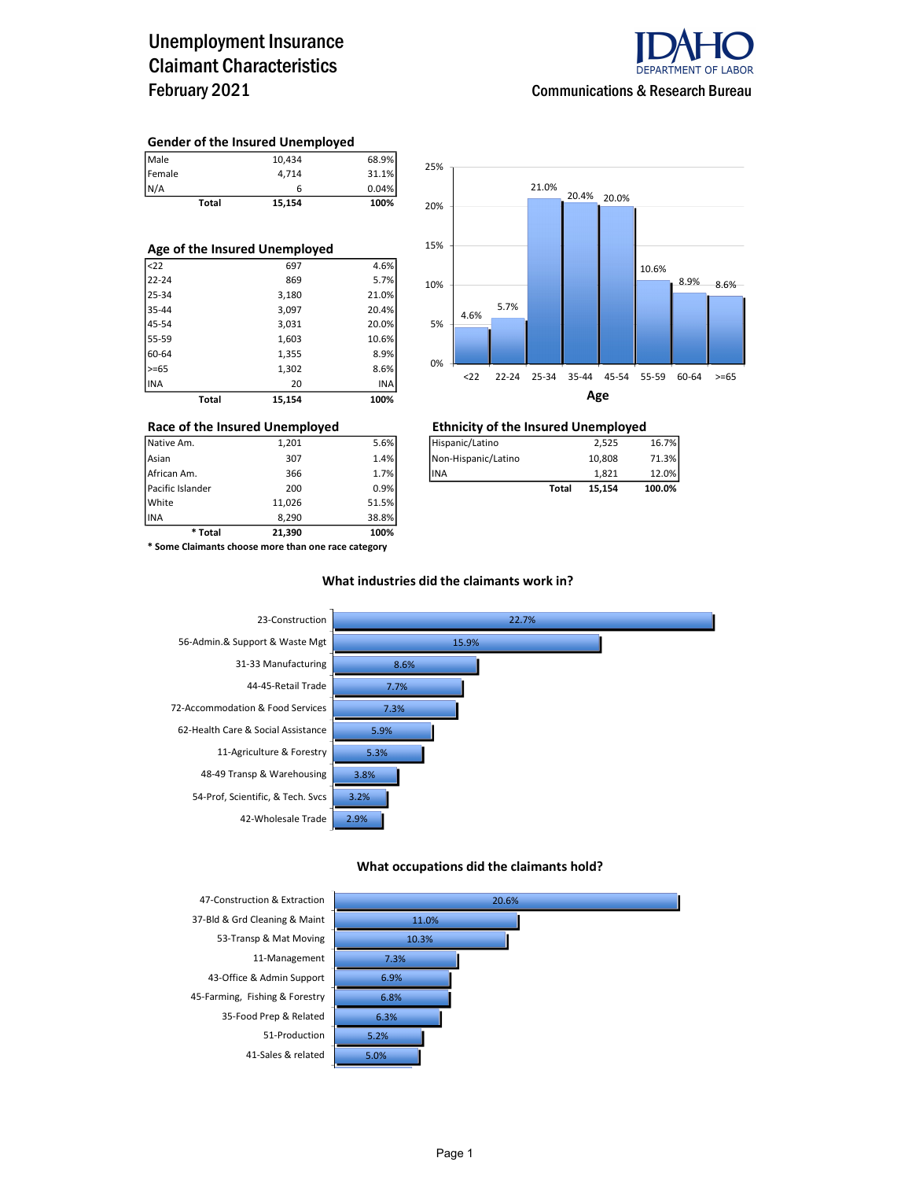# Unemployment Insurance Claimant Characteristics February 2021

IDAHO DEPARTMENT OF LABOR

Communications & Research Bureau

### Gender of the Insured Unemployed

| | | |
|---|---|---|
| Male | 10,434 | 68.9% |
| Female | 4,714 | 31.1% |
| N/A | 6 | 0.04% |
| **Total** | **15,154** | **100%** |

### Age of the Insured Unemployed

| | | |
|---|---|---|
| <22 | 697 | 4.6% |
| 22-24 | 869 | 5.7% |
| 25-34 | 3,180 | 21.0% |
| 35-44 | 3,097 | 20.4% |
| 45-54 | 3,031 | 20.0% |
| 55-59 | 1,603 | 10.6% |
| 60-64 | 1,355 | 8.9% |
| >=65 | 1,302 | 8.6% |
| INA | 20 | INA |
| **Total** | **15,154** | **100%** |

**Age**

| <22 | 22-24 | 25-34 | 35-44 | 45-54 | 55-59 | 60-64 | >=65 |
|---|---|---|---|---|---|---|---|
| 4.6% | 5.7% | 21.0% | 20.4% | 20.0% | 10.6% | 8.9% | 8.6% |

### Race of the Insured Unemployed

| | | |
|---|---|---|
| Native Am. | 1,201 | 5.6% |
| Asian | 307 | 1.4% |
| African Am. | 366 | 1.7% |
| Pacific Islander | 200 | 0.9% |
| White | 11,026 | 51.5% |
| INA | 8,290 | 38.8% |
| **\* Total** | **21,390** | **100%** |

**\* Some Claimants choose more than one race category**

### Ethnicity of the Insured Unemployed

| | | |
|---|---|---|
| Hispanic/Latino | 2,525 | 16.7% |
| Non-Hispanic/Latino | 10,808 | 71.3% |
| INA | 1,821 | 12.0% |
| **Total** | **15,154** | **100.0%** |

### What industries did the claimants work in?

| Industry | Percent |
|---|---|
| 23-Construction | 22.7% |
| 56-Admin.& Support & Waste Mgt | 15.9% |
| 31-33 Manufacturing | 8.6% |
| 44-45-Retail Trade | 7.7% |
| 72-Accommodation & Food Services | 7.3% |
| 62-Health Care & Social Assistance | 5.9% |
| 11-Agriculture & Forestry | 5.3% |
| 48-49 Transp & Warehousing | 3.8% |
| 54-Prof, Scientific, & Tech. Svcs | 3.2% |
| 42-Wholesale Trade | 2.9% |

### What occupations did the claimants hold?

| Occupation | Percent |
|---|---|
| 47-Construction & Extraction | 20.6% |
| 37-Bld & Grd Cleaning & Maint | 11.0% |
| 53-Transp & Mat Moving | 10.3% |
| 11-Management | 7.3% |
| 43-Office & Admin Support | 6.9% |
| 45-Farming, Fishing & Forestry | 6.8% |
| 35-Food Prep & Related | 6.3% |
| 51-Production | 5.2% |
| 41-Sales & related | 5.0% |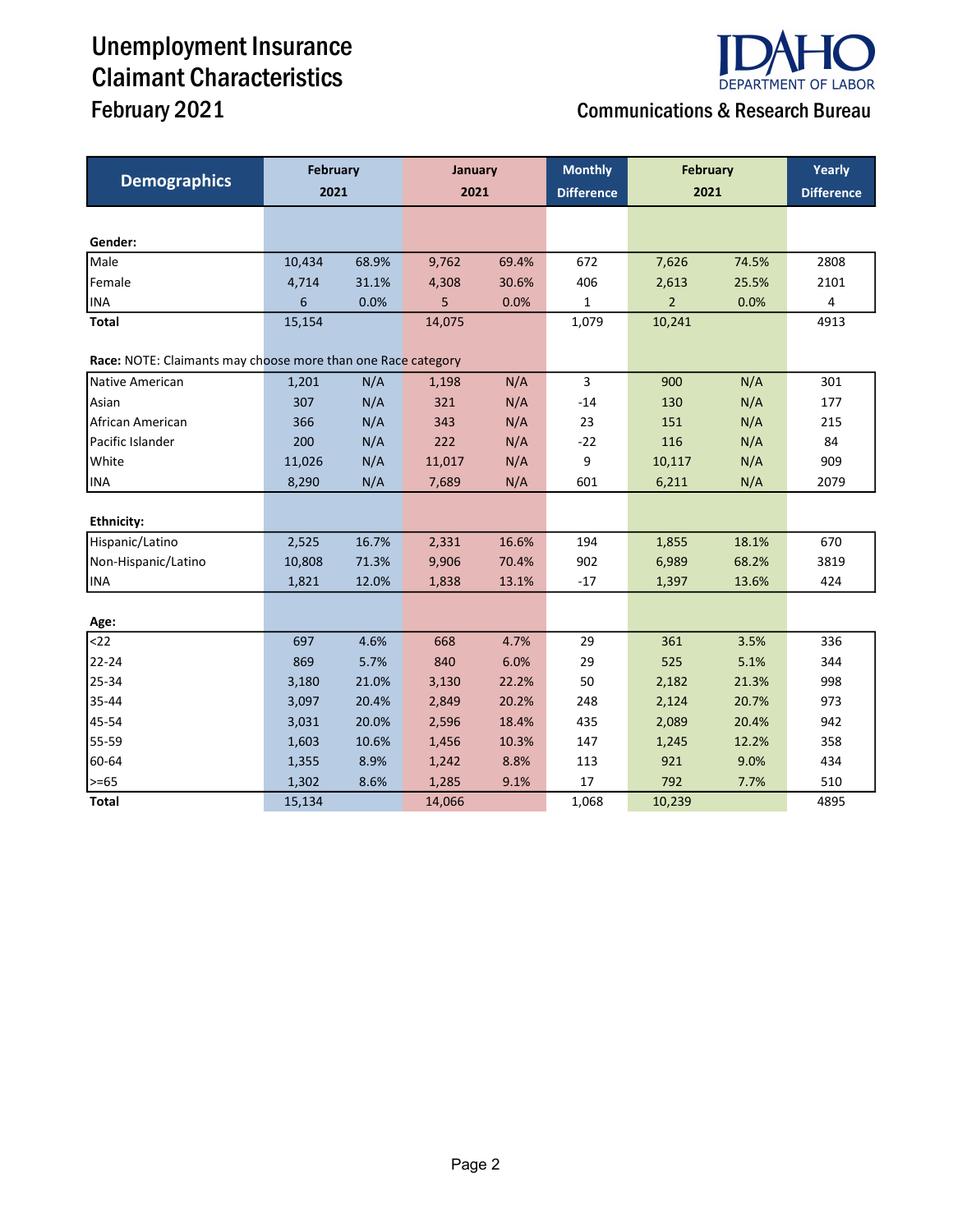# Unemployment Insurance Claimant Characteristics
## February 2021

Communications & Research Bureau

IDAHO DEPARTMENT OF LABOR

| Demographics | February 2021 | | January 2021 | | Monthly Difference | February 2021 | | Yearly Difference |
|---|---|---|---|---|---|---|---|---|
| **Gender:** | | | | | | | | |
| Male | 10,434 | 68.9% | 9,762 | 69.4% | 672 | 7,626 | 74.5% | 2808 |
| Female | 4,714 | 31.1% | 4,308 | 30.6% | 406 | 2,613 | 25.5% | 2101 |
| INA | 6 | 0.0% | 5 | 0.0% | 1 | 2 | 0.0% | 4 |
| **Total** | 15,154 | | 14,075 | | 1,079 | 10,241 | | 4913 |
| **Race:** NOTE: Claimants may choose more than one Race category | | | | | | | | |
| Native American | 1,201 | N/A | 1,198 | N/A | 3 | 900 | N/A | 301 |
| Asian | 307 | N/A | 321 | N/A | -14 | 130 | N/A | 177 |
| African American | 366 | N/A | 343 | N/A | 23 | 151 | N/A | 215 |
| Pacific Islander | 200 | N/A | 222 | N/A | -22 | 116 | N/A | 84 |
| White | 11,026 | N/A | 11,017 | N/A | 9 | 10,117 | N/A | 909 |
| INA | 8,290 | N/A | 7,689 | N/A | 601 | 6,211 | N/A | 2079 |
| **Ethnicity:** | | | | | | | | |
| Hispanic/Latino | 2,525 | 16.7% | 2,331 | 16.6% | 194 | 1,855 | 18.1% | 670 |
| Non-Hispanic/Latino | 10,808 | 71.3% | 9,906 | 70.4% | 902 | 6,989 | 68.2% | 3819 |
| INA | 1,821 | 12.0% | 1,838 | 13.1% | -17 | 1,397 | 13.6% | 424 |
| **Age:** | | | | | | | | |
| <22 | 697 | 4.6% | 668 | 4.7% | 29 | 361 | 3.5% | 336 |
| 22-24 | 869 | 5.7% | 840 | 6.0% | 29 | 525 | 5.1% | 344 |
| 25-34 | 3,180 | 21.0% | 3,130 | 22.2% | 50 | 2,182 | 21.3% | 998 |
| 35-44 | 3,097 | 20.4% | 2,849 | 20.2% | 248 | 2,124 | 20.7% | 973 |
| 45-54 | 3,031 | 20.0% | 2,596 | 18.4% | 435 | 2,089 | 20.4% | 942 |
| 55-59 | 1,603 | 10.6% | 1,456 | 10.3% | 147 | 1,245 | 12.2% | 358 |
| 60-64 | 1,355 | 8.9% | 1,242 | 8.8% | 113 | 921 | 9.0% | 434 |
| >=65 | 1,302 | 8.6% | 1,285 | 9.1% | 17 | 792 | 7.7% | 510 |
| **Total** | 15,134 | | 14,066 | | 1,068 | 10,239 | | 4895 |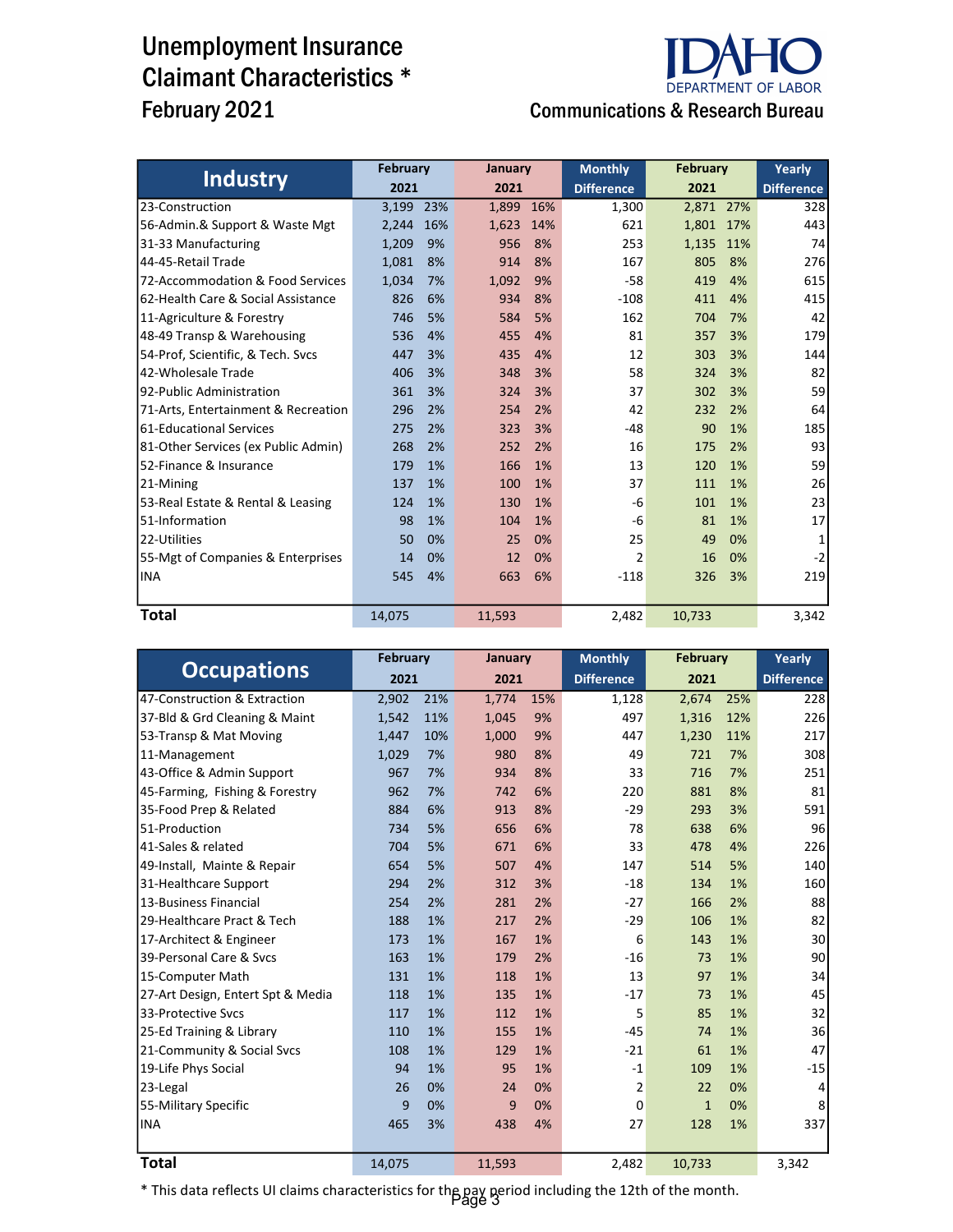# Unemployment Insurance Claimant Characteristics *

## February 2021

IDAHO DEPARTMENT OF LABOR

Communications & Research Bureau

| Industry | February 2021 | | January 2021 | | Monthly Difference | February 2021 | | Yearly Difference |
|---|---|---|---|---|---|---|---|---|
| 23-Construction | 3,199 | 23% | 1,899 | 16% | 1,300 | 2,871 | 27% | 328 |
| 56-Admin.& Support & Waste Mgt | 2,244 | 16% | 1,623 | 14% | 621 | 1,801 | 17% | 443 |
| 31-33 Manufacturing | 1,209 | 9% | 956 | 8% | 253 | 1,135 | 11% | 74 |
| 44-45-Retail Trade | 1,081 | 8% | 914 | 8% | 167 | 805 | 8% | 276 |
| 72-Accommodation & Food Services | 1,034 | 7% | 1,092 | 9% | -58 | 419 | 4% | 615 |
| 62-Health Care & Social Assistance | 826 | 6% | 934 | 8% | -108 | 411 | 4% | 415 |
| 11-Agriculture & Forestry | 746 | 5% | 584 | 5% | 162 | 704 | 7% | 42 |
| 48-49 Transp & Warehousing | 536 | 4% | 455 | 4% | 81 | 357 | 3% | 179 |
| 54-Prof, Scientific, & Tech. Svcs | 447 | 3% | 435 | 4% | 12 | 303 | 3% | 144 |
| 42-Wholesale Trade | 406 | 3% | 348 | 3% | 58 | 324 | 3% | 82 |
| 92-Public Administration | 361 | 3% | 324 | 3% | 37 | 302 | 3% | 59 |
| 71-Arts, Entertainment & Recreation | 296 | 2% | 254 | 2% | 42 | 232 | 2% | 64 |
| 61-Educational Services | 275 | 2% | 323 | 3% | -48 | 90 | 1% | 185 |
| 81-Other Services (ex Public Admin) | 268 | 2% | 252 | 2% | 16 | 175 | 2% | 93 |
| 52-Finance & Insurance | 179 | 1% | 166 | 1% | 13 | 120 | 1% | 59 |
| 21-Mining | 137 | 1% | 100 | 1% | 37 | 111 | 1% | 26 |
| 53-Real Estate & Rental & Leasing | 124 | 1% | 130 | 1% | -6 | 101 | 1% | 23 |
| 51-Information | 98 | 1% | 104 | 1% | -6 | 81 | 1% | 17 |
| 22-Utilities | 50 | 0% | 25 | 0% | 25 | 49 | 0% | 1 |
| 55-Mgt of Companies & Enterprises | 14 | 0% | 12 | 0% | 2 | 16 | 0% | -2 |
| INA | 545 | 4% | 663 | 6% | -118 | 326 | 3% | 219 |
| **Total** | 14,075 | | 11,593 | | 2,482 | 10,733 | | 3,342 |

| Occupations | February 2021 | | January 2021 | | Monthly Difference | February 2021 | | Yearly Difference |
|---|---|---|---|---|---|---|---|---|
| 47-Construction & Extraction | 2,902 | 21% | 1,774 | 15% | 1,128 | 2,674 | 25% | 228 |
| 37-Bld & Grd Cleaning & Maint | 1,542 | 11% | 1,045 | 9% | 497 | 1,316 | 12% | 226 |
| 53-Transp & Mat Moving | 1,447 | 10% | 1,000 | 9% | 447 | 1,230 | 11% | 217 |
| 11-Management | 1,029 | 7% | 980 | 8% | 49 | 721 | 7% | 308 |
| 43-Office & Admin Support | 967 | 7% | 934 | 8% | 33 | 716 | 7% | 251 |
| 45-Farming, Fishing & Forestry | 962 | 7% | 742 | 6% | 220 | 881 | 8% | 81 |
| 35-Food Prep & Related | 884 | 6% | 913 | 8% | -29 | 293 | 3% | 591 |
| 51-Production | 734 | 5% | 656 | 6% | 78 | 638 | 6% | 96 |
| 41-Sales & related | 704 | 5% | 671 | 6% | 33 | 478 | 4% | 226 |
| 49-Install, Mainte & Repair | 654 | 5% | 507 | 4% | 147 | 514 | 5% | 140 |
| 31-Healthcare Support | 294 | 2% | 312 | 3% | -18 | 134 | 1% | 160 |
| 13-Business Financial | 254 | 2% | 281 | 2% | -27 | 166 | 2% | 88 |
| 29-Healthcare Pract & Tech | 188 | 1% | 217 | 2% | -29 | 106 | 1% | 82 |
| 17-Architect & Engineer | 173 | 1% | 167 | 1% | 6 | 143 | 1% | 30 |
| 39-Personal Care & Svcs | 163 | 1% | 179 | 2% | -16 | 73 | 1% | 90 |
| 15-Computer Math | 131 | 1% | 118 | 1% | 13 | 97 | 1% | 34 |
| 27-Art Design, Entert Spt & Media | 118 | 1% | 135 | 1% | -17 | 73 | 1% | 45 |
| 33-Protective Svcs | 117 | 1% | 112 | 1% | 5 | 85 | 1% | 32 |
| 25-Ed Training & Library | 110 | 1% | 155 | 1% | -45 | 74 | 1% | 36 |
| 21-Community & Social Svcs | 108 | 1% | 129 | 1% | -21 | 61 | 1% | 47 |
| 19-Life Phys Social | 94 | 1% | 95 | 1% | -1 | 109 | 1% | -15 |
| 23-Legal | 26 | 0% | 24 | 0% | 2 | 22 | 0% | 4 |
| 55-Military Specific | 9 | 0% | 9 | 0% | 0 | 1 | 0% | 8 |
| INA | 465 | 3% | 438 | 4% | 27 | 128 | 1% | 337 |
| **Total** | 14,075 | | 11,593 | | 2,482 | 10,733 | | 3,342 |

* This data reflects UI claims characteristics for the pay period including the 12th of the month.